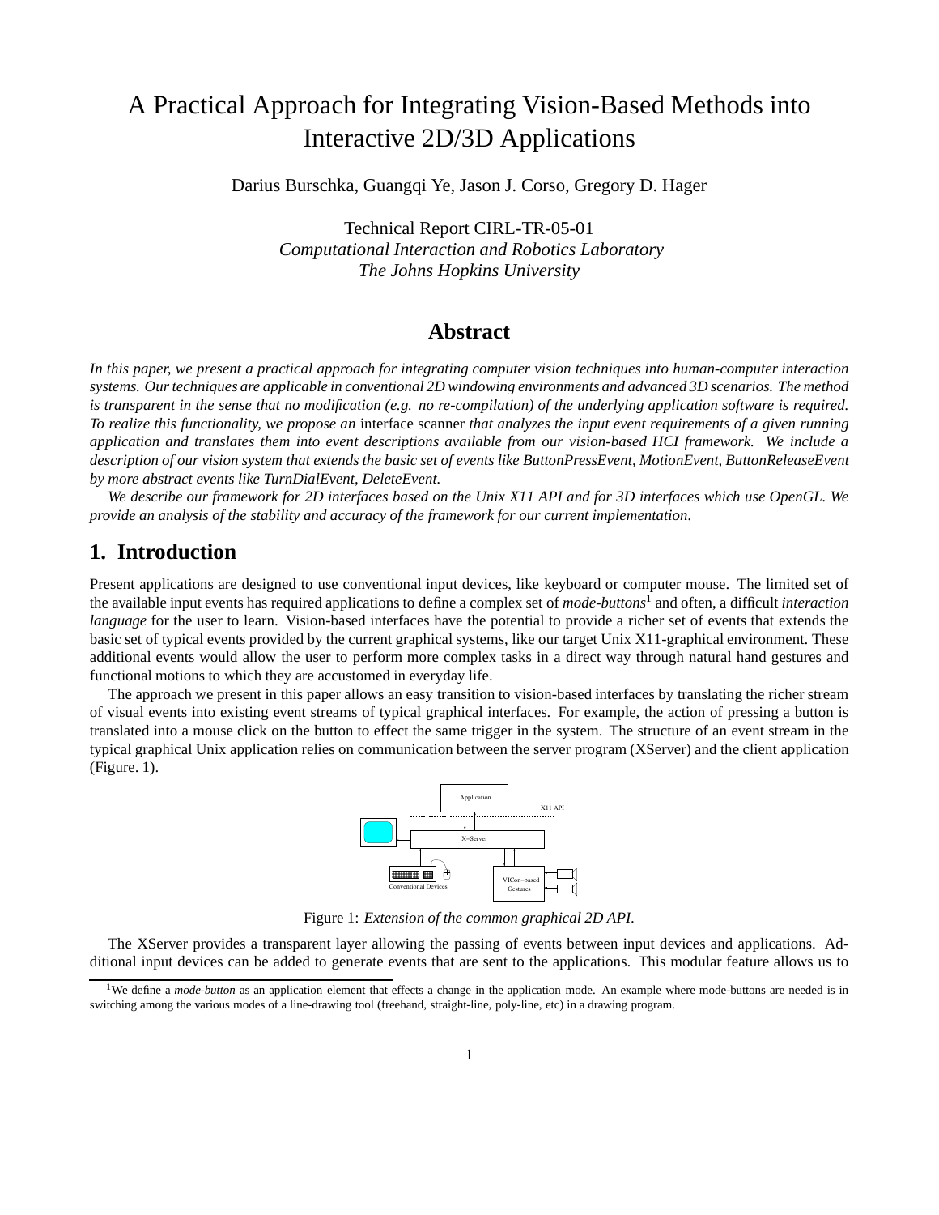# A Practical Approach for Integrating Vision-Based Methods into Interactive 2D/3D Applications

Darius Burschka, Guangqi Ye, Jason J. Corso, Gregory D. Hager

Technical Report CIRL-TR-05-01
*Computational Interaction and Robotics Laboratory*
*The Johns Hopkins University*

## Abstract

*In this paper, we present a practical approach for integrating computer vision techniques into human-computer interaction systems. Our techniques are applicable in conventional 2D windowing environments and advanced 3D scenarios. The method is transparent in the sense that no modification (e.g. no re-compilation) of the underlying application software is required. To realize this functionality, we propose an* interface scanner *that analyzes the input event requirements of a given running application and translates them into event descriptions available from our vision-based HCI framework. We include a description of our vision system that extends the basic set of events like ButtonPressEvent, MotionEvent, ButtonReleaseEvent by more abstract events like TurnDialEvent, DeleteEvent.*

*We describe our framework for 2D interfaces based on the Unix X11 API and for 3D interfaces which use OpenGL. We provide an analysis of the stability and accuracy of the framework for our current implementation.*

## 1. Introduction

Present applications are designed to use conventional input devices, like keyboard or computer mouse. The limited set of the available input events has required applications to define a complex set of *mode-buttons*[1] and often, a difficult *interaction language* for the user to learn. Vision-based interfaces have the potential to provide a richer set of events that extends the basic set of typical events provided by the current graphical systems, like our target Unix X11-graphical environment. These additional events would allow the user to perform more complex tasks in a direct way through natural hand gestures and functional motions to which they are accustomed in everyday life.

The approach we present in this paper allows an easy transition to vision-based interfaces by translating the richer stream of visual events into existing event streams of typical graphical interfaces. For example, the action of pressing a button is translated into a mouse click on the button to effect the same trigger in the system. The structure of an event stream in the typical graphical Unix application relies on communication between the server program (XServer) and the client application (Figure. 1).

Figure 1: *Extension of the common graphical 2D API.*

The XServer provides a transparent layer allowing the passing of events between input devices and applications. Additional input devices can be added to generate events that are sent to the applications. This modular feature allows us to

[1]We define a *mode-button* as an application element that effects a change in the application mode. An example where mode-buttons are needed is in switching among the various modes of a line-drawing tool (freehand, straight-line, poly-line, etc) in a drawing program.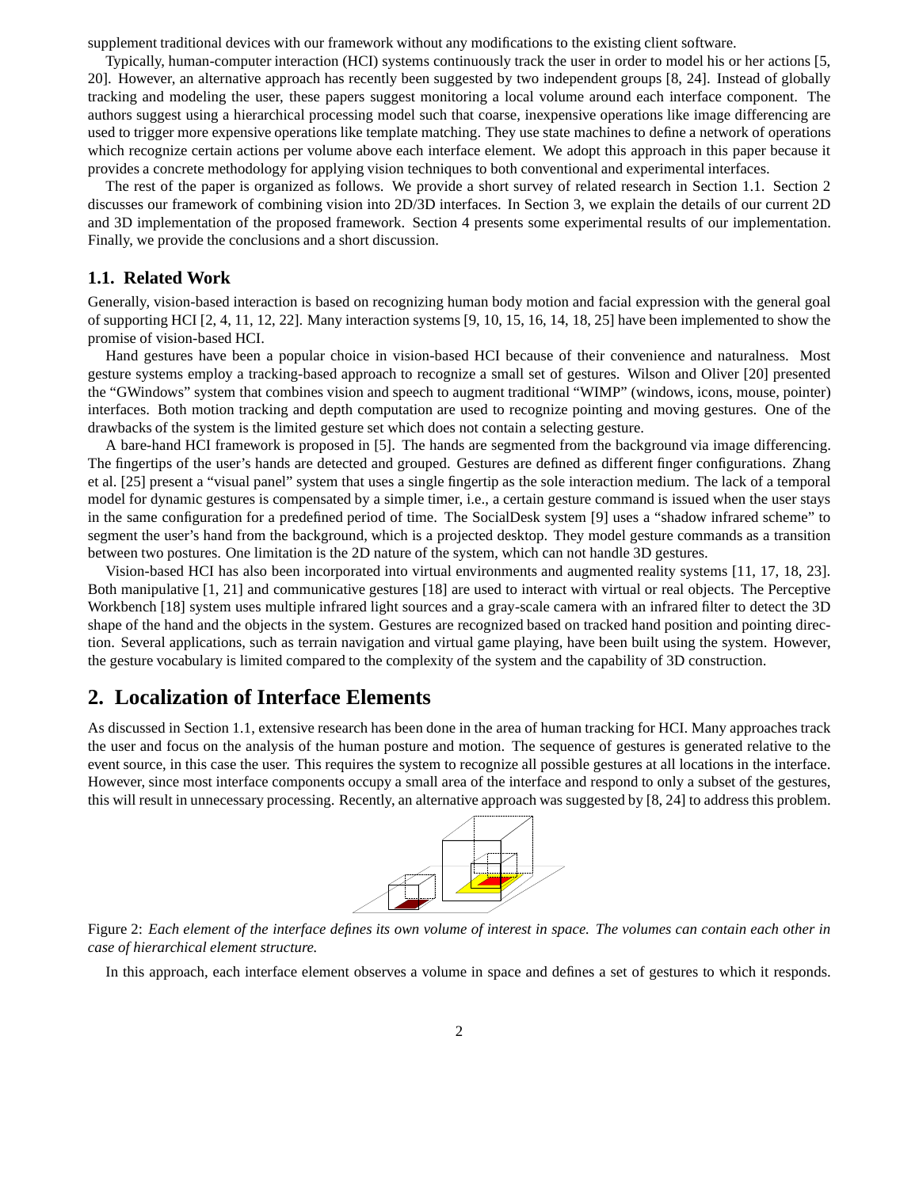supplement traditional devices with our framework without any modifications to the existing client software.

Typically, human-computer interaction (HCI) systems continuously track the user in order to model his or her actions [5, 20]. However, an alternative approach has recently been suggested by two independent groups [8, 24]. Instead of globally tracking and modeling the user, these papers suggest monitoring a local volume around each interface component. The authors suggest using a hierarchical processing model such that coarse, inexpensive operations like image differencing are used to trigger more expensive operations like template matching. They use state machines to define a network of operations which recognize certain actions per volume above each interface element. We adopt this approach in this paper because it provides a concrete methodology for applying vision techniques to both conventional and experimental interfaces.

The rest of the paper is organized as follows. We provide a short survey of related research in Section 1.1. Section 2 discusses our framework of combining vision into 2D/3D interfaces. In Section 3, we explain the details of our current 2D and 3D implementation of the proposed framework. Section 4 presents some experimental results of our implementation. Finally, we provide the conclusions and a short discussion.

### 1.1. Related Work

Generally, vision-based interaction is based on recognizing human body motion and facial expression with the general goal of supporting HCI [2, 4, 11, 12, 22]. Many interaction systems [9, 10, 15, 16, 14, 18, 25] have been implemented to show the promise of vision-based HCI.

Hand gestures have been a popular choice in vision-based HCI because of their convenience and naturalness. Most gesture systems employ a tracking-based approach to recognize a small set of gestures. Wilson and Oliver [20] presented the "GWindows" system that combines vision and speech to augment traditional "WIMP" (windows, icons, mouse, pointer) interfaces. Both motion tracking and depth computation are used to recognize pointing and moving gestures. One of the drawbacks of the system is the limited gesture set which does not contain a selecting gesture.

A bare-hand HCI framework is proposed in [5]. The hands are segmented from the background via image differencing. The fingertips of the user's hands are detected and grouped. Gestures are defined as different finger configurations. Zhang et al. [25] present a "visual panel" system that uses a single fingertip as the sole interaction medium. The lack of a temporal model for dynamic gestures is compensated by a simple timer, i.e., a certain gesture command is issued when the user stays in the same configuration for a predefined period of time. The SocialDesk system [9] uses a "shadow infrared scheme" to segment the user's hand from the background, which is a projected desktop. They model gesture commands as a transition between two postures. One limitation is the 2D nature of the system, which can not handle 3D gestures.

Vision-based HCI has also been incorporated into virtual environments and augmented reality systems [11, 17, 18, 23]. Both manipulative [1, 21] and communicative gestures [18] are used to interact with virtual or real objects. The Perceptive Workbench [18] system uses multiple infrared light sources and a gray-scale camera with an infrared filter to detect the 3D shape of the hand and the objects in the system. Gestures are recognized based on tracked hand position and pointing direction. Several applications, such as terrain navigation and virtual game playing, have been built using the system. However, the gesture vocabulary is limited compared to the complexity of the system and the capability of 3D construction.

## 2. Localization of Interface Elements

As discussed in Section 1.1, extensive research has been done in the area of human tracking for HCI. Many approaches track the user and focus on the analysis of the human posture and motion. The sequence of gestures is generated relative to the event source, in this case the user. This requires the system to recognize all possible gestures at all locations in the interface. However, since most interface components occupy a small area of the interface and respond to only a subset of the gestures, this will result in unnecessary processing. Recently, an alternative approach was suggested by [8, 24] to address this problem.

Figure 2: *Each element of the interface defines its own volume of interest in space. The volumes can contain each other in case of hierarchical element structure.*

In this approach, each interface element observes a volume in space and defines a set of gestures to which it responds.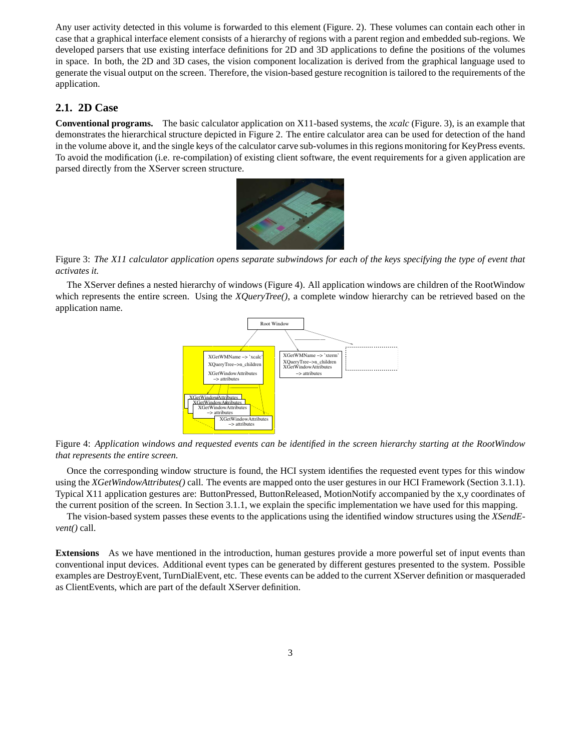Any user activity detected in this volume is forwarded to this element (Figure. 2). These volumes can contain each other in case that a graphical interface element consists of a hierarchy of regions with a parent region and embedded sub-regions. We developed parsers that use existing interface definitions for 2D and 3D applications to define the positions of the volumes in space. In both, the 2D and 3D cases, the vision component localization is derived from the graphical language used to generate the visual output on the screen. Therefore, the vision-based gesture recognition is tailored to the requirements of the application.

## 2.1. 2D Case

**Conventional programs.** The basic calculator application on X11-based systems, the *xcalc* (Figure. 3), is an example that demonstrates the hierarchical structure depicted in Figure 2. The entire calculator area can be used for detection of the hand in the volume above it, and the single keys of the calculator carve sub-volumes in this regions monitoring for KeyPress events. To avoid the modification (i.e. re-compilation) of existing client software, the event requirements for a given application are parsed directly from the XServer screen structure.

Figure 3: *The X11 calculator application opens separate subwindows for each of the keys specifying the type of event that activates it.*

The XServer defines a nested hierarchy of windows (Figure 4). All application windows are children of the RootWindow which represents the entire screen. Using the *XQueryTree()*, a complete window hierarchy can be retrieved based on the application name.

Figure 4: *Application windows and requested events can be identified in the screen hierarchy starting at the RootWindow that represents the entire screen.*

Once the corresponding window structure is found, the HCI system identifies the requested event types for this window using the *XGetWindowAttributes()* call. The events are mapped onto the user gestures in our HCI Framework (Section 3.1.1). Typical X11 application gestures are: ButtonPressed, ButtonReleased, MotionNotify accompanied by the x,y coordinates of the current position of the screen. In Section 3.1.1, we explain the specific implementation we have used for this mapping.

The vision-based system passes these events to the applications using the identified window structures using the *XSendEvent()* call.

**Extensions** As we have mentioned in the introduction, human gestures provide a more powerful set of input events than conventional input devices. Additional event types can be generated by different gestures presented to the system. Possible examples are DestroyEvent, TurnDialEvent, etc. These events can be added to the current XServer definition or masqueraded as ClientEvents, which are part of the default XServer definition.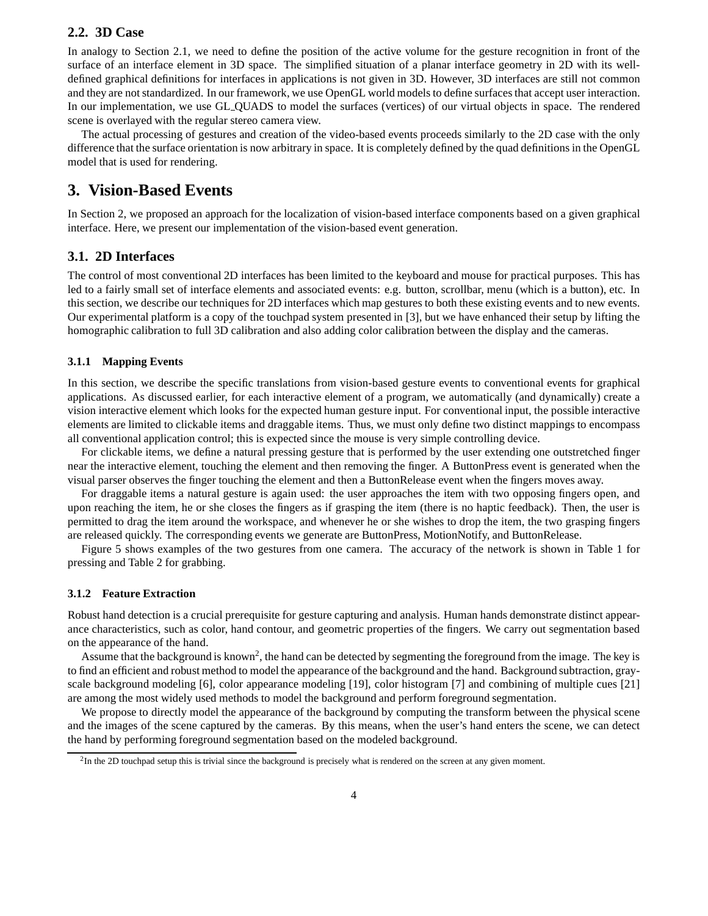### 2.2. 3D Case

In analogy to Section 2.1, we need to define the position of the active volume for the gesture recognition in front of the surface of an interface element in 3D space. The simplified situation of a planar interface geometry in 2D with its well-defined graphical definitions for interfaces in applications is not given in 3D. However, 3D interfaces are still not common and they are not standardized. In our framework, we use OpenGL world models to define surfaces that accept user interaction. In our implementation, we use GL_QUADS to model the surfaces (vertices) of our virtual objects in space. The rendered scene is overlayed with the regular stereo camera view.

The actual processing of gestures and creation of the video-based events proceeds similarly to the 2D case with the only difference that the surface orientation is now arbitrary in space. It is completely defined by the quad definitions in the OpenGL model that is used for rendering.

## 3. Vision-Based Events

In Section 2, we proposed an approach for the localization of vision-based interface components based on a given graphical interface. Here, we present our implementation of the vision-based event generation.

### 3.1. 2D Interfaces

The control of most conventional 2D interfaces has been limited to the keyboard and mouse for practical purposes. This has led to a fairly small set of interface elements and associated events: e.g. button, scrollbar, menu (which is a button), etc. In this section, we describe our techniques for 2D interfaces which map gestures to both these existing events and to new events. Our experimental platform is a copy of the touchpad system presented in [3], but we have enhanced their setup by lifting the homographic calibration to full 3D calibration and also adding color calibration between the display and the cameras.

#### 3.1.1 Mapping Events

In this section, we describe the specific translations from vision-based gesture events to conventional events for graphical applications. As discussed earlier, for each interactive element of a program, we automatically (and dynamically) create a vision interactive element which looks for the expected human gesture input. For conventional input, the possible interactive elements are limited to clickable items and draggable items. Thus, we must only define two distinct mappings to encompass all conventional application control; this is expected since the mouse is very simple controlling device.

For clickable items, we define a natural pressing gesture that is performed by the user extending one outstretched finger near the interactive element, touching the element and then removing the finger. A ButtonPress event is generated when the visual parser observes the finger touching the element and then a ButtonRelease event when the fingers moves away.

For draggable items a natural gesture is again used: the user approaches the item with two opposing fingers open, and upon reaching the item, he or she closes the fingers as if grasping the item (there is no haptic feedback). Then, the user is permitted to drag the item around the workspace, and whenever he or she wishes to drop the item, the two grasping fingers are released quickly. The corresponding events we generate are ButtonPress, MotionNotify, and ButtonRelease.

Figure 5 shows examples of the two gestures from one camera. The accuracy of the network is shown in Table 1 for pressing and Table 2 for grabbing.

#### 3.1.2 Feature Extraction

Robust hand detection is a crucial prerequisite for gesture capturing and analysis. Human hands demonstrate distinct appearance characteristics, such as color, hand contour, and geometric properties of the fingers. We carry out segmentation based on the appearance of the hand.

Assume that the background is known[2], the hand can be detected by segmenting the foreground from the image. The key is to find an efficient and robust method to model the appearance of the background and the hand. Background subtraction, gray-scale background modeling [6], color appearance modeling [19], color histogram [7] and combining of multiple cues [21] are among the most widely used methods to model the background and perform foreground segmentation.

We propose to directly model the appearance of the background by computing the transform between the physical scene and the images of the scene captured by the cameras. By this means, when the user's hand enters the scene, we can detect the hand by performing foreground segmentation based on the modeled background.

[2] In the 2D touchpad setup this is trivial since the background is precisely what is rendered on the screen at any given moment.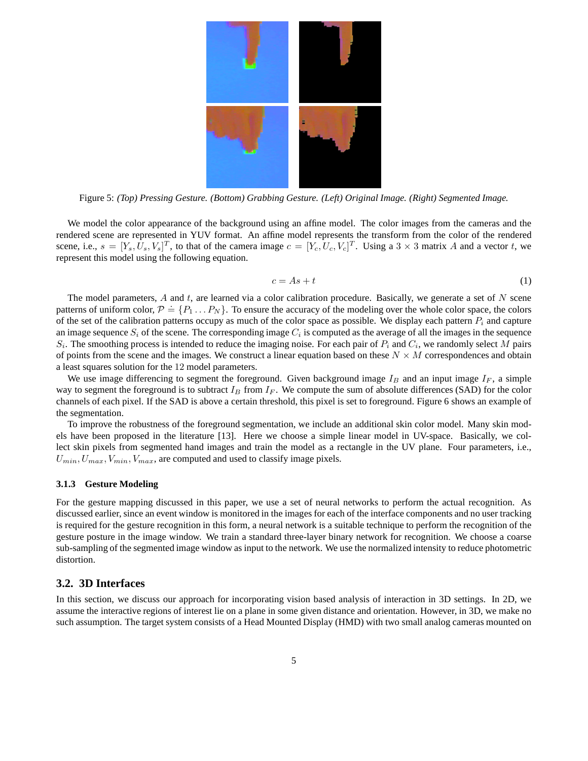Figure 5: *(Top) Pressing Gesture. (Bottom) Grabbing Gesture. (Left) Original Image. (Right) Segmented Image.*

We model the color appearance of the background using an affine model. The color images from the cameras and the rendered scene are represented in YUV format. An affine model represents the transform from the color of the rendered scene, i.e., $s = [Y_s, U_s, V_s]^T$, to that of the camera image $c = [Y_c, U_c, V_c]^T$. Using a $3 \times 3$ matrix $A$ and a vector $t$, we represent this model using the following equation.

$$c = As + t \tag{1}$$

The model parameters, $A$ and $t$, are learned via a color calibration procedure. Basically, we generate a set of $N$ scene patterns of uniform color, $\mathcal{P} \doteq \{P_1 \dots P_N\}$. To ensure the accuracy of the modeling over the whole color space, the colors of the set of the calibration patterns occupy as much of the color space as possible. We display each pattern $P_i$ and capture an image sequence $S_i$ of the scene. The corresponding image $C_i$ is computed as the average of all the images in the sequence $S_i$. The smoothing process is intended to reduce the imaging noise. For each pair of $P_i$ and $C_i$, we randomly select $M$ pairs of points from the scene and the images. We construct a linear equation based on these $N \times M$ correspondences and obtain a least squares solution for the 12 model parameters.

We use image differencing to segment the foreground. Given background image $I_B$ and an input image $I_F$, a simple way to segment the foreground is to subtract $I_B$ from $I_F$. We compute the sum of absolute differences (SAD) for the color channels of each pixel. If the SAD is above a certain threshold, this pixel is set to foreground. Figure 6 shows an example of the segmentation.

To improve the robustness of the foreground segmentation, we include an additional skin color model. Many skin models have been proposed in the literature [13]. Here we choose a simple linear model in UV-space. Basically, we collect skin pixels from segmented hand images and train the model as a rectangle in the UV plane. Four parameters, i.e., $U_{min}, U_{max}, V_{min}, V_{max}$, are computed and used to classify image pixels.

#### 3.1.3 Gesture Modeling

For the gesture mapping discussed in this paper, we use a set of neural networks to perform the actual recognition. As discussed earlier, since an event window is monitored in the images for each of the interface components and no user tracking is required for the gesture recognition in this form, a neural network is a suitable technique to perform the recognition of the gesture posture in the image window. We train a standard three-layer binary network for recognition. We choose a coarse sub-sampling of the segmented image window as input to the network. We use the normalized intensity to reduce photometric distortion.

### 3.2. 3D Interfaces

In this section, we discuss our approach for incorporating vision based analysis of interaction in 3D settings. In 2D, we assume the interactive regions of interest lie on a plane in some given distance and orientation. However, in 3D, we make no such assumption. The target system consists of a Head Mounted Display (HMD) with two small analog cameras mounted on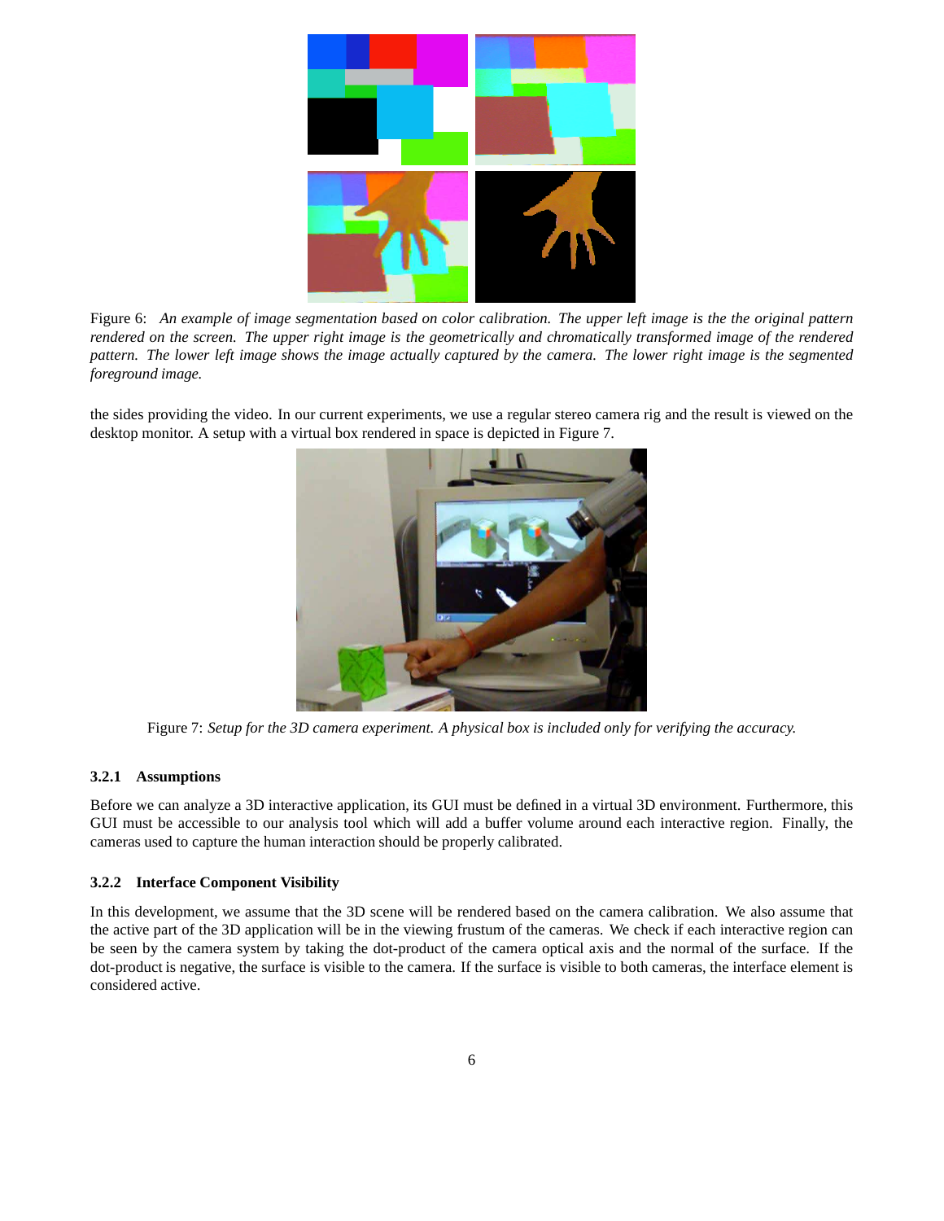Figure 6: *An example of image segmentation based on color calibration. The upper left image is the the original pattern rendered on the screen. The upper right image is the geometrically and chromatically transformed image of the rendered pattern. The lower left image shows the image actually captured by the camera. The lower right image is the segmented foreground image.*

the sides providing the video. In our current experiments, we use a regular stereo camera rig and the result is viewed on the desktop monitor. A setup with a virtual box rendered in space is depicted in Figure 7.

Figure 7: *Setup for the 3D camera experiment. A physical box is included only for verifying the accuracy.*

### 3.2.1 Assumptions

Before we can analyze a 3D interactive application, its GUI must be defined in a virtual 3D environment. Furthermore, this GUI must be accessible to our analysis tool which will add a buffer volume around each interactive region. Finally, the cameras used to capture the human interaction should be properly calibrated.

### 3.2.2 Interface Component Visibility

In this development, we assume that the 3D scene will be rendered based on the camera calibration. We also assume that the active part of the 3D application will be in the viewing frustum of the cameras. We check if each interactive region can be seen by the camera system by taking the dot-product of the camera optical axis and the normal of the surface. If the dot-product is negative, the surface is visible to the camera. If the surface is visible to both cameras, the interface element is considered active.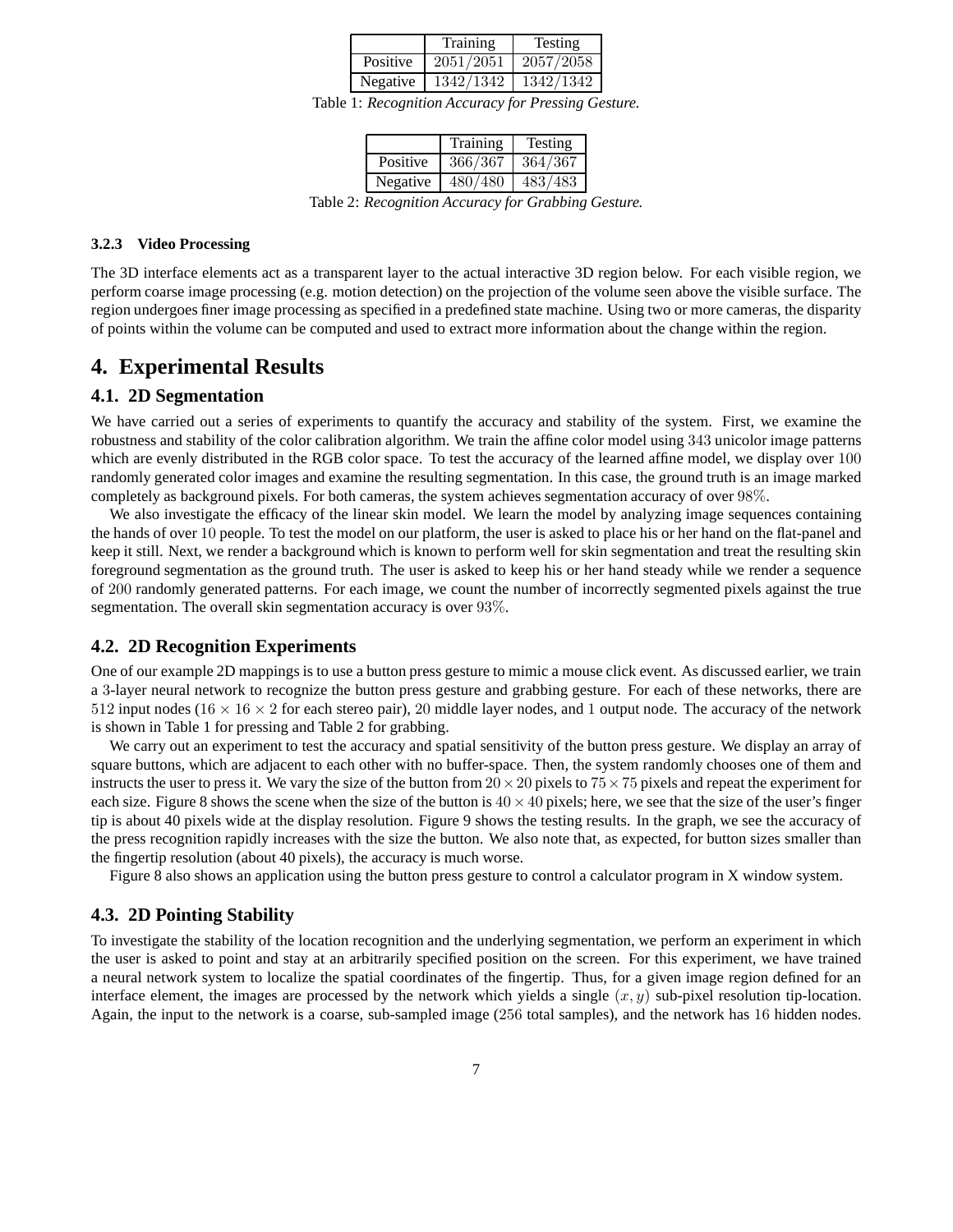| | Training | Testing |
|---|---|---|
| Positive | $2051/2051$ | $2057/2058$ |
| Negative | $1342/1342$ | $1342/1342$ |

Table 1: *Recognition Accuracy for Pressing Gesture.*

| | Training | Testing |
|---|---|---|
| Positive | $366/367$ | $364/367$ |
| Negative | $480/480$ | $483/483$ |

Table 2: *Recognition Accuracy for Grabbing Gesture.*

#### 3.2.3 Video Processing

The 3D interface elements act as a transparent layer to the actual interactive 3D region below. For each visible region, we perform coarse image processing (e.g. motion detection) on the projection of the volume seen above the visible surface. The region undergoes finer image processing as specified in a predefined state machine. Using two or more cameras, the disparity of points within the volume can be computed and used to extract more information about the change within the region.

# 4. Experimental Results

## 4.1. 2D Segmentation

We have carried out a series of experiments to quantify the accuracy and stability of the system. First, we examine the robustness and stability of the color calibration algorithm. We train the affine color model using $343$ unicolor image patterns which are evenly distributed in the RGB color space. To test the accuracy of the learned affine model, we display over $100$ randomly generated color images and examine the resulting segmentation. In this case, the ground truth is an image marked completely as background pixels. For both cameras, the system achieves segmentation accuracy of over $98\%$.

We also investigate the efficacy of the linear skin model. We learn the model by analyzing image sequences containing the hands of over $10$ people. To test the model on our platform, the user is asked to place his or her hand on the flat-panel and keep it still. Next, we render a background which is known to perform well for skin segmentation and treat the resulting skin foreground segmentation as the ground truth. The user is asked to keep his or her hand steady while we render a sequence of $200$ randomly generated patterns. For each image, we count the number of incorrectly segmented pixels against the true segmentation. The overall skin segmentation accuracy is over $93\%$.

## 4.2. 2D Recognition Experiments

One of our example 2D mappings is to use a button press gesture to mimic a mouse click event. As discussed earlier, we train a $3$-layer neural network to recognize the button press gesture and grabbing gesture. For each of these networks, there are $512$ input nodes ($16 \times 16 \times 2$ for each stereo pair), $20$ middle layer nodes, and $1$ output node. The accuracy of the network is shown in Table 1 for pressing and Table 2 for grabbing.

We carry out an experiment to test the accuracy and spatial sensitivity of the button press gesture. We display an array of square buttons, which are adjacent to each other with no buffer-space. Then, the system randomly chooses one of them and instructs the user to press it. We vary the size of the button from $20 \times 20$ pixels to $75 \times 75$ pixels and repeat the experiment for each size. Figure 8 shows the scene when the size of the button is $40 \times 40$ pixels; here, we see that the size of the user's finger tip is about 40 pixels wide at the display resolution. Figure 9 shows the testing results. In the graph, we see the accuracy of the press recognition rapidly increases with the size the button. We also note that, as expected, for button sizes smaller than the fingertip resolution (about 40 pixels), the accuracy is much worse.

Figure 8 also shows an application using the button press gesture to control a calculator program in X window system.

## 4.3. 2D Pointing Stability

To investigate the stability of the location recognition and the underlying segmentation, we perform an experiment in which the user is asked to point and stay at an arbitrarily specified position on the screen. For this experiment, we have trained a neural network system to localize the spatial coordinates of the fingertip. Thus, for a given image region defined for an interface element, the images are processed by the network which yields a single $(x, y)$ sub-pixel resolution tip-location. Again, the input to the network is a coarse, sub-sampled image ($256$ total samples), and the network has $16$ hidden nodes.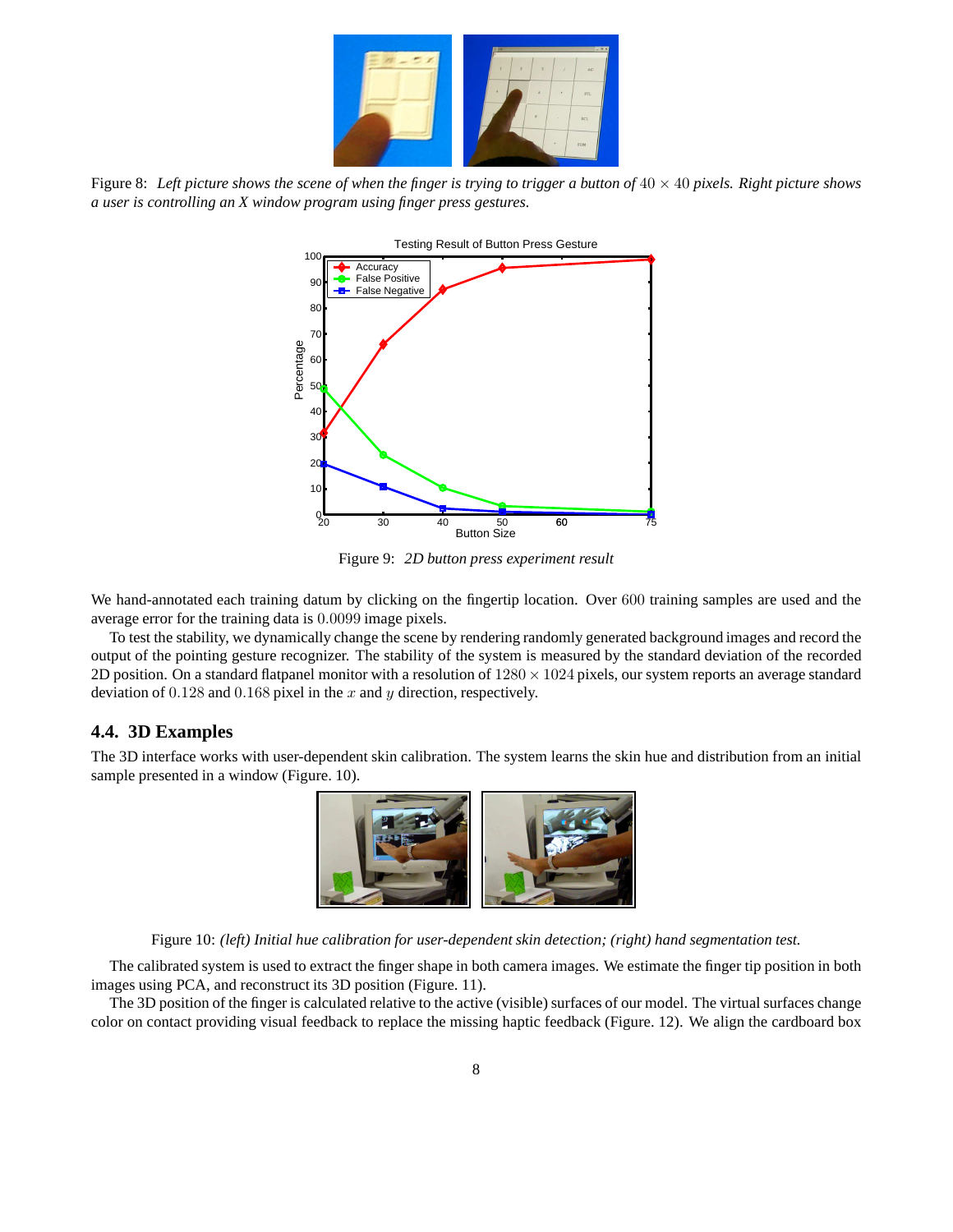Figure 8: *Left picture shows the scene of when the finger is trying to trigger a button of $40 \times 40$ pixels. Right picture shows a user is controlling an X window program using finger press gestures.*

Figure 9: *2D button press experiment result*

We hand-annotated each training datum by clicking on the fingertip location. Over 600 training samples are used and the average error for the training data is $0.0099$ image pixels.

To test the stability, we dynamically change the scene by rendering randomly generated background images and record the output of the pointing gesture recognizer. The stability of the system is measured by the standard deviation of the recorded 2D position. On a standard flatpanel monitor with a resolution of $1280 \times 1024$ pixels, our system reports an average standard deviation of $0.128$ and $0.168$ pixel in the $x$ and $y$ direction, respectively.

### 4.4. 3D Examples

The 3D interface works with user-dependent skin calibration. The system learns the skin hue and distribution from an initial sample presented in a window (Figure. 10).

Figure 10: *(left) Initial hue calibration for user-dependent skin detection; (right) hand segmentation test.*

The calibrated system is used to extract the finger shape in both camera images. We estimate the finger tip position in both images using PCA, and reconstruct its 3D position (Figure. 11).

The 3D position of the finger is calculated relative to the active (visible) surfaces of our model. The virtual surfaces change color on contact providing visual feedback to replace the missing haptic feedback (Figure. 12). We align the cardboard box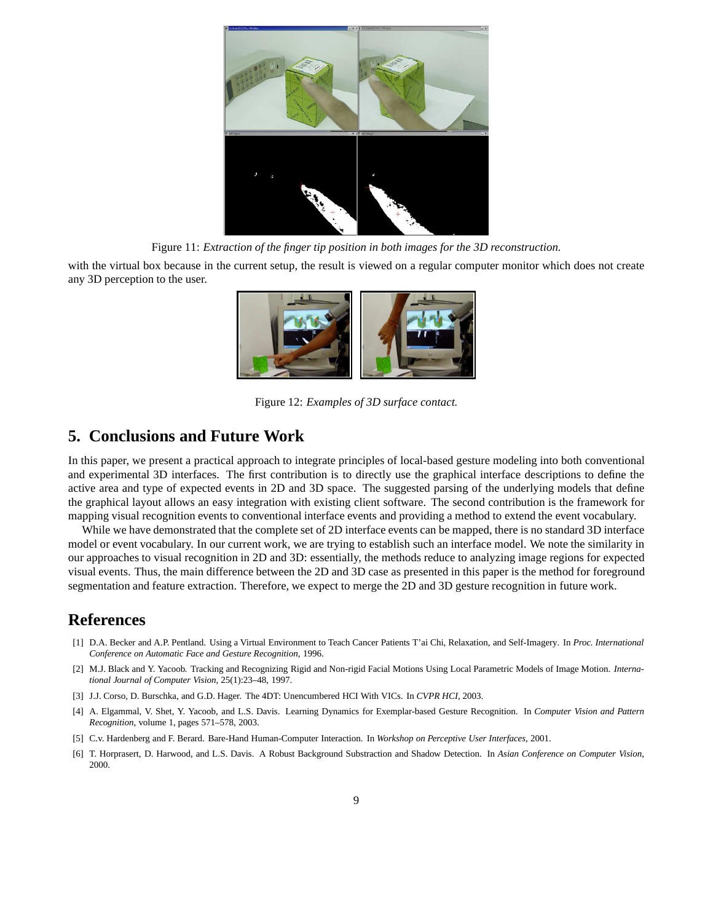Figure 11: *Extraction of the finger tip position in both images for the 3D reconstruction.*

with the virtual box because in the current setup, the result is viewed on a regular computer monitor which does not create any 3D perception to the user.

Figure 12: *Examples of 3D surface contact.*

## 5. Conclusions and Future Work

In this paper, we present a practical approach to integrate principles of local-based gesture modeling into both conventional and experimental 3D interfaces. The first contribution is to directly use the graphical interface descriptions to define the active area and type of expected events in 2D and 3D space. The suggested parsing of the underlying models that define the graphical layout allows an easy integration with existing client software. The second contribution is the framework for mapping visual recognition events to conventional interface events and providing a method to extend the event vocabulary.

While we have demonstrated that the complete set of 2D interface events can be mapped, there is no standard 3D interface model or event vocabulary. In our current work, we are trying to establish such an interface model. We note the similarity in our approaches to visual recognition in 2D and 3D: essentially, the methods reduce to analyzing image regions for expected visual events. Thus, the main difference between the 2D and 3D case as presented in this paper is the method for foreground segmentation and feature extraction. Therefore, we expect to merge the 2D and 3D gesture recognition in future work.

## References

[1] D.A. Becker and A.P. Pentland. Using a Virtual Environment to Teach Cancer Patients T'ai Chi, Relaxation, and Self-Imagery. In *Proc. International Conference on Automatic Face and Gesture Recognition*, 1996.

[2] M.J. Black and Y. Yacoob. Tracking and Recognizing Rigid and Non-rigid Facial Motions Using Local Parametric Models of Image Motion. *International Journal of Computer Vision*, 25(1):23–48, 1997.

[3] J.J. Corso, D. Burschka, and G.D. Hager. The 4DT: Unencumbered HCI With VICs. In *CVPR HCI*, 2003.

[4] A. Elgammal, V. Shet, Y. Yacoob, and L.S. Davis. Learning Dynamics for Exemplar-based Gesture Recognition. In *Computer Vision and Pattern Recognition*, volume 1, pages 571–578, 2003.

[5] C.v. Hardenberg and F. Berard. Bare-Hand Human-Computer Interaction. In *Workshop on Perceptive User Interfaces*, 2001.

[6] T. Horprasert, D. Harwood, and L.S. Davis. A Robust Background Substraction and Shadow Detection. In *Asian Conference on Computer Vision*, 2000.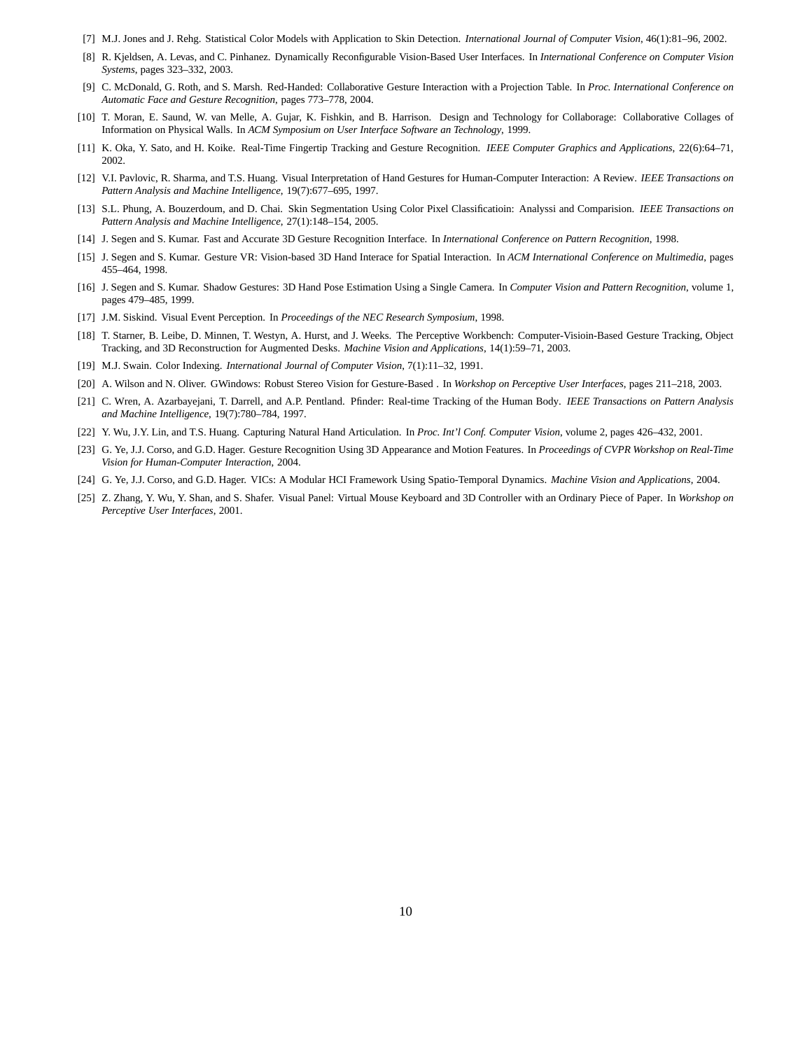[7] M.J. Jones and J. Rehg. Statistical Color Models with Application to Skin Detection. *International Journal of Computer Vision*, 46(1):81–96, 2002.

[8] R. Kjeldsen, A. Levas, and C. Pinhanez. Dynamically Reconfigurable Vision-Based User Interfaces. In *International Conference on Computer Vision Systems*, pages 323–332, 2003.

[9] C. McDonald, G. Roth, and S. Marsh. Red-Handed: Collaborative Gesture Interaction with a Projection Table. In *Proc. International Conference on Automatic Face and Gesture Recognition*, pages 773–778, 2004.

[10] T. Moran, E. Saund, W. van Melle, A. Gujar, K. Fishkin, and B. Harrison. Design and Technology for Collaborage: Collaborative Collages of Information on Physical Walls. In *ACM Symposium on User Interface Software an Technology*, 1999.

[11] K. Oka, Y. Sato, and H. Koike. Real-Time Fingertip Tracking and Gesture Recognition. *IEEE Computer Graphics and Applications*, 22(6):64–71, 2002.

[12] V.I. Pavlovic, R. Sharma, and T.S. Huang. Visual Interpretation of Hand Gestures for Human-Computer Interaction: A Review. *IEEE Transactions on Pattern Analysis and Machine Intelligence*, 19(7):677–695, 1997.

[13] S.L. Phung, A. Bouzerdoum, and D. Chai. Skin Segmentation Using Color Pixel Classificatioin: Analyssi and Comparision. *IEEE Transactions on Pattern Analysis and Machine Intelligence*, 27(1):148–154, 2005.

[14] J. Segen and S. Kumar. Fast and Accurate 3D Gesture Recognition Interface. In *International Conference on Pattern Recognition*, 1998.

[15] J. Segen and S. Kumar. Gesture VR: Vision-based 3D Hand Interace for Spatial Interaction. In *ACM International Conference on Multimedia*, pages 455–464, 1998.

[16] J. Segen and S. Kumar. Shadow Gestures: 3D Hand Pose Estimation Using a Single Camera. In *Computer Vision and Pattern Recognition*, volume 1, pages 479–485, 1999.

[17] J.M. Siskind. Visual Event Perception. In *Proceedings of the NEC Research Symposium*, 1998.

[18] T. Starner, B. Leibe, D. Minnen, T. Westyn, A. Hurst, and J. Weeks. The Perceptive Workbench: Computer-Visioin-Based Gesture Tracking, Object Tracking, and 3D Reconstruction for Augmented Desks. *Machine Vision and Applications*, 14(1):59–71, 2003.

[19] M.J. Swain. Color Indexing. *International Journal of Computer Vision*, 7(1):11–32, 1991.

[20] A. Wilson and N. Oliver. GWindows: Robust Stereo Vision for Gesture-Based . In *Workshop on Perceptive User Interfaces*, pages 211–218, 2003.

[21] C. Wren, A. Azarbayejani, T. Darrell, and A.P. Pentland. Pfinder: Real-time Tracking of the Human Body. *IEEE Transactions on Pattern Analysis and Machine Intelligence*, 19(7):780–784, 1997.

[22] Y. Wu, J.Y. Lin, and T.S. Huang. Capturing Natural Hand Articulation. In *Proc. Int'l Conf. Computer Vision*, volume 2, pages 426–432, 2001.

[23] G. Ye, J.J. Corso, and G.D. Hager. Gesture Recognition Using 3D Appearance and Motion Features. In *Proceedings of CVPR Workshop on Real-Time Vision for Human-Computer Interaction*, 2004.

[24] G. Ye, J.J. Corso, and G.D. Hager. VICs: A Modular HCI Framework Using Spatio-Temporal Dynamics. *Machine Vision and Applications*, 2004.

[25] Z. Zhang, Y. Wu, Y. Shan, and S. Shafer. Visual Panel: Virtual Mouse Keyboard and 3D Controller with an Ordinary Piece of Paper. In *Workshop on Perceptive User Interfaces*, 2001.